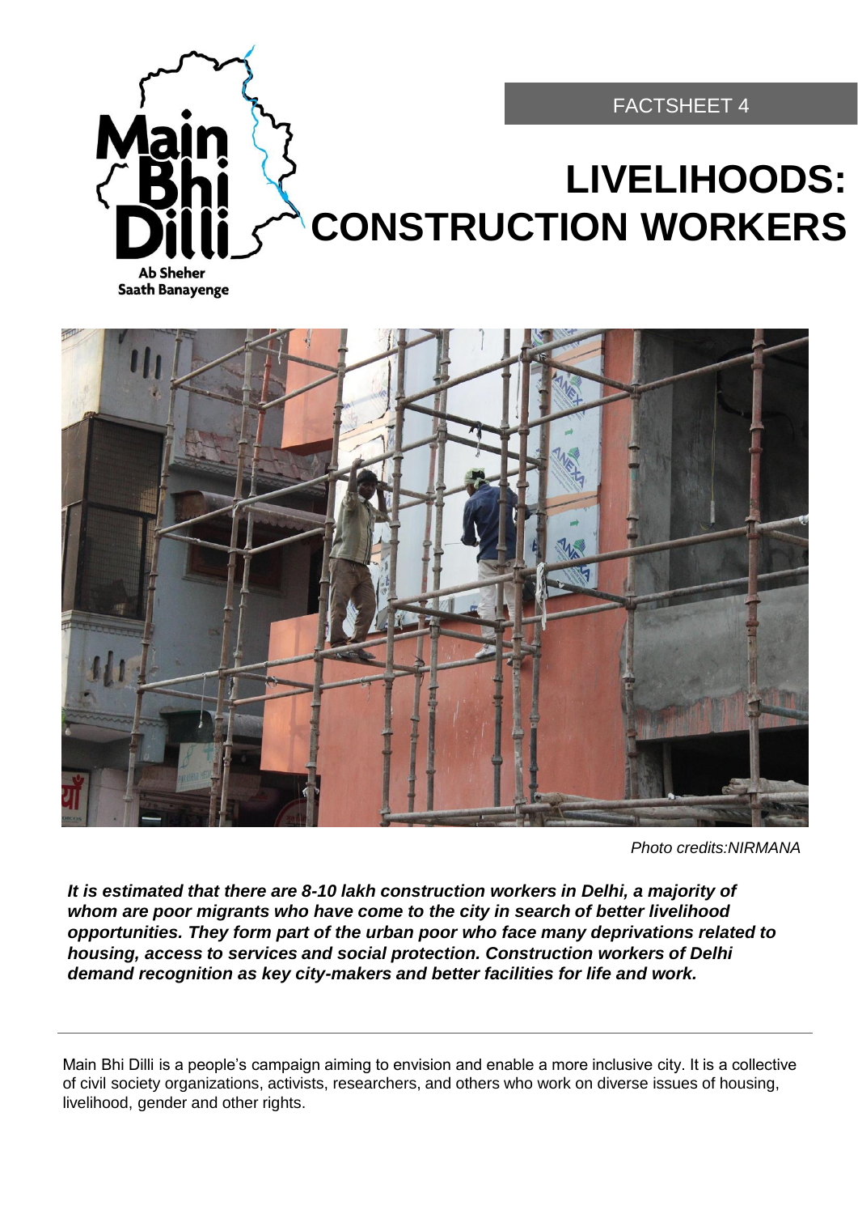FACTSHEET 4

# LIVELIHOODS: CONSTRUCTION WORKERS

*Photo credits:NIRMANA*

***It is estimated that there are 8-10 lakh construction workers in Delhi, a majority of whom are poor migrants who have come to the city in search of better livelihood opportunities. They form part of the urban poor who face many deprivations related to housing, access to services and social protection. Construction workers of Delhi demand recognition as key city-makers and better facilities for life and work.***

---

Main Bhi Dilli is a people's campaign aiming to envision and enable a more inclusive city. It is a collective of civil society organizations, activists, researchers, and others who work on diverse issues of housing, livelihood, gender and other rights.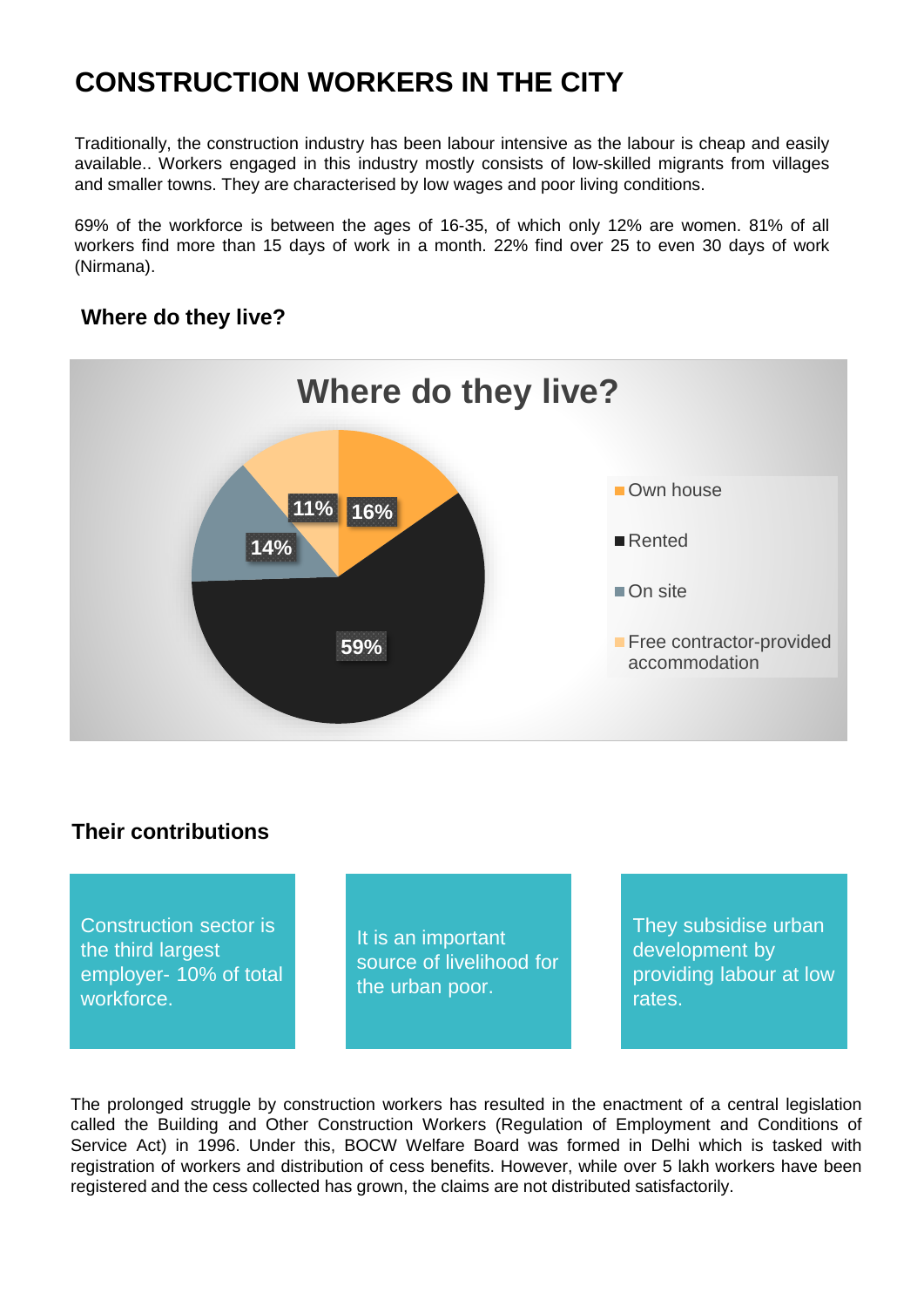# CONSTRUCTION WORKERS IN THE CITY

Traditionally, the construction industry has been labour intensive as the labour is cheap and easily available.. Workers engaged in this industry mostly consists of low-skilled migrants from villages and smaller towns. They are characterised by low wages and poor living conditions.

69% of the workforce is between the ages of 16-35, of which only 12% are women. 81% of all workers find more than 15 days of work in a month. 22% find over 25 to even 30 days of work (Nirmana).

## Where do they live?

**Where do they live?**

| Where do they live? | % |
|---|---|
| Own house | 16% |
| Rented | 59% |
| On site | 14% |
| Free contractor-provided accommodation | 11% |

## Their contributions

- Construction sector is the third largest employer- 10% of total workforce.
- It is an important source of livelihood for the urban poor.
- They subsidise urban development by providing labour at low rates.

The prolonged struggle by construction workers has resulted in the enactment of a central legislation called the Building and Other Construction Workers (Regulation of Employment and Conditions of Service Act) in 1996. Under this, BOCW Welfare Board was formed in Delhi which is tasked with registration of workers and distribution of cess benefits. However, while over 5 lakh workers have been registered and the cess collected has grown, the claims are not distributed satisfactorily.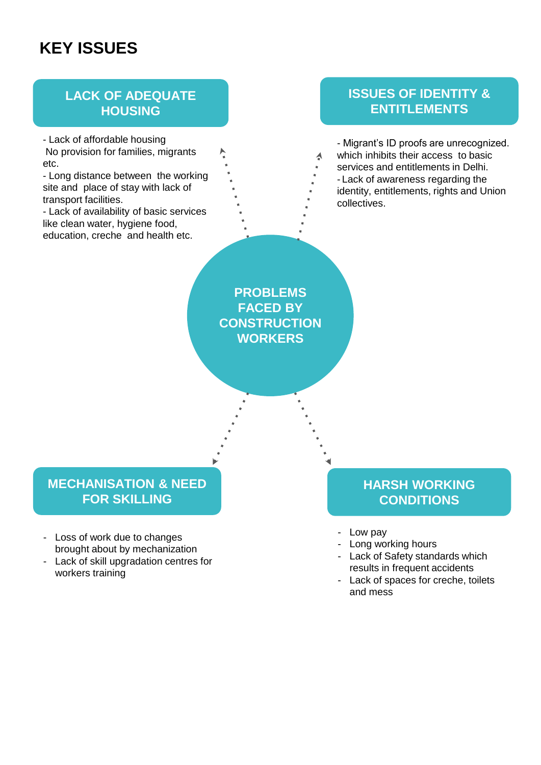# KEY ISSUES

**PROBLEMS FACED BY CONSTRUCTION WORKERS**

## LACK OF ADEQUATE HOUSING

- Lack of affordable housing
 No provision for families, migrants etc.
- Long distance between the working site and place of stay with lack of transport facilities.
- Lack of availability of basic services like clean water, hygiene food, education, creche and health etc.

## ISSUES OF IDENTITY & ENTITLEMENTS

- Migrant's ID proofs are unrecognized. which inhibits their access to basic services and entitlements in Delhi.
- Lack of awareness regarding the identity, entitlements, rights and Union collectives.

## MECHANISATION & NEED FOR SKILLING

- Loss of work due to changes brought about by mechanization
- Lack of skill upgradation centres for workers training

## HARSH WORKING CONDITIONS

- Low pay
- Long working hours
- Lack of Safety standards which results in frequent accidents
- Lack of spaces for creche, toilets and mess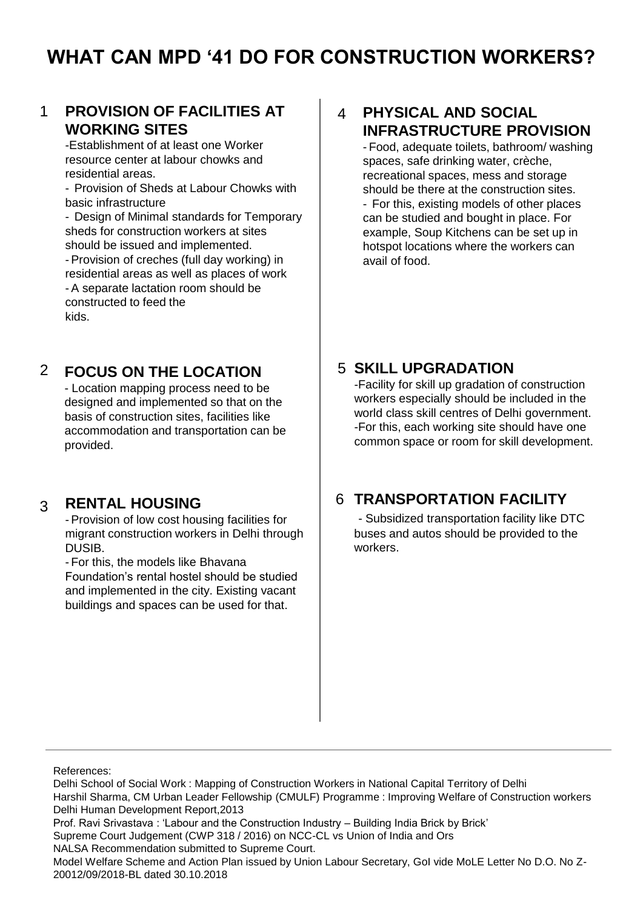# WHAT CAN MPD '41 DO FOR CONSTRUCTION WORKERS?

## 1 PROVISION OF FACILITIES AT WORKING SITES

-Establishment of at least one Worker resource center at labour chowks and residential areas.

- Provision of Sheds at Labour Chowks with basic infrastructure
- Design of Minimal standards for Temporary sheds for construction workers at sites should be issued and implemented.
- Provision of creches (full day working) in residential areas as well as places of work
- A separate lactation room should be constructed to feed the kids.

## 2 FOCUS ON THE LOCATION

- Location mapping process need to be designed and implemented so that on the basis of construction sites, facilities like accommodation and transportation can be provided.

## 3 RENTAL HOUSING

- Provision of low cost housing facilities for migrant construction workers in Delhi through DUSIB.
- For this, the models like Bhavana Foundation's rental hostel should be studied and implemented in the city. Existing vacant buildings and spaces can be used for that.

## 4 PHYSICAL AND SOCIAL INFRASTRUCTURE PROVISION

- Food, adequate toilets, bathroom/ washing spaces, safe drinking water, crèche, recreational spaces, mess and storage should be there at the construction sites.
- For this, existing models of other places can be studied and bought in place. For example, Soup Kitchens can be set up in hotspot locations where the workers can avail of food.

## 5 SKILL UPGRADATION

-Facility for skill up gradation of construction workers especially should be included in the world class skill centres of Delhi government.

-For this, each working site should have one common space or room for skill development.

## 6 TRANSPORTATION FACILITY

- Subsidized transportation facility like DTC buses and autos should be provided to the workers.

---

References:

Delhi School of Social Work : Mapping of Construction Workers in National Capital Territory of Delhi

Harshil Sharma, CM Urban Leader Fellowship (CMULF) Programme : Improving Welfare of Construction workers

Delhi Human Development Report,2013

Prof. Ravi Srivastava : 'Labour and the Construction Industry – Building India Brick by Brick'

Supreme Court Judgement (CWP 318 / 2016) on NCC-CL vs Union of India and Ors

NALSA Recommendation submitted to Supreme Court.

Model Welfare Scheme and Action Plan issued by Union Labour Secretary, GoI vide MoLE Letter No D.O. No Z-20012/09/2018-BL dated 30.10.2018